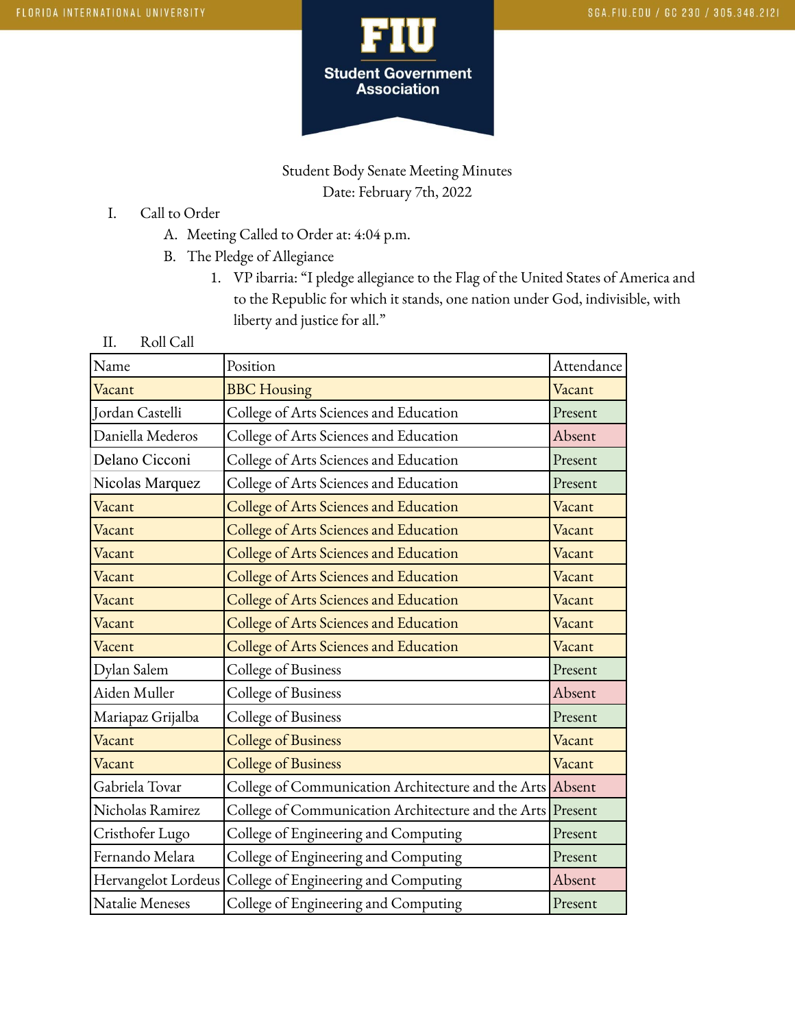Student Body Senate Meeting Minutes
Date: February 7th, 2022

I. Call to Order
   A. Meeting Called to Order at: 4:04 p.m.
   B. The Pledge of Allegiance
      1. VP ibarria: "I pledge allegiance to the Flag of the United States of America and to the Republic for which it stands, one nation under God, indivisible, with liberty and justice for all."

II. Roll Call

| Name | Position | Attendance |
|---|---|---|
| Vacant | BBC Housing | Vacant |
| Jordan Castelli | College of Arts Sciences and Education | Present |
| Daniella Mederos | College of Arts Sciences and Education | Absent |
| Delano Cicconi | College of Arts Sciences and Education | Present |
| Nicolas Marquez | College of Arts Sciences and Education | Present |
| Vacant | College of Arts Sciences and Education | Vacant |
| Vacant | College of Arts Sciences and Education | Vacant |
| Vacant | College of Arts Sciences and Education | Vacant |
| Vacant | College of Arts Sciences and Education | Vacant |
| Vacant | College of Arts Sciences and Education | Vacant |
| Vacant | College of Arts Sciences and Education | Vacant |
| Vacent | College of Arts Sciences and Education | Vacant |
| Dylan Salem | College of Business | Present |
| Aiden Muller | College of Business | Absent |
| Mariapaz Grijalba | College of Business | Present |
| Vacant | College of Business | Vacant |
| Vacant | College of Business | Vacant |
| Gabriela Tovar | College of Communication Architecture and the Arts | Absent |
| Nicholas Ramirez | College of Communication Architecture and the Arts | Present |
| Cristhofer Lugo | College of Engineering and Computing | Present |
| Fernando Melara | College of Engineering and Computing | Present |
| Hervangelot Lordeus | College of Engineering and Computing | Absent |
| Natalie Meneses | College of Engineering and Computing | Present |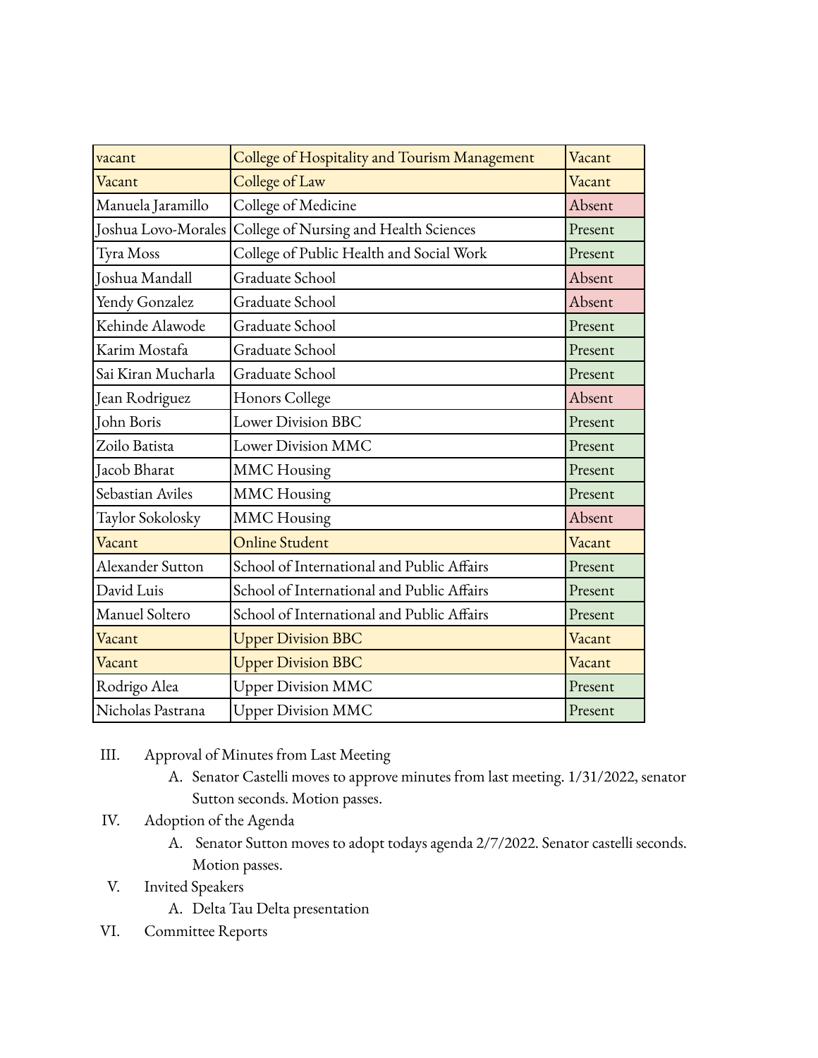| vacant | College of Hospitality and Tourism Management | Vacant |
|---|---|---|
| Vacant | College of Law | Vacant |
| Manuela Jaramillo | College of Medicine | Absent |
| Joshua Lovo-Morales | College of Nursing and Health Sciences | Present |
| Tyra Moss | College of Public Health and Social Work | Present |
| Joshua Mandall | Graduate School | Absent |
| Yendy Gonzalez | Graduate School | Absent |
| Kehinde Alawode | Graduate School | Present |
| Karim Mostafa | Graduate School | Present |
| Sai Kiran Mucharla | Graduate School | Present |
| Jean Rodriguez | Honors College | Absent |
| John Boris | Lower Division BBC | Present |
| Zoilo Batista | Lower Division MMC | Present |
| Jacob Bharat | MMC Housing | Present |
| Sebastian Aviles | MMC Housing | Present |
| Taylor Sokolosky | MMC Housing | Absent |
| Vacant | Online Student | Vacant |
| Alexander Sutton | School of International and Public Affairs | Present |
| David Luis | School of International and Public Affairs | Present |
| Manuel Soltero | School of International and Public Affairs | Present |
| Vacant | Upper Division BBC | Vacant |
| Vacant | Upper Division BBC | Vacant |
| Rodrigo Alea | Upper Division MMC | Present |
| Nicholas Pastrana | Upper Division MMC | Present |

III. Approval of Minutes from Last Meeting
   A. Senator Castelli moves to approve minutes from last meeting. 1/31/2022, senator Sutton seconds. Motion passes.

IV. Adoption of the Agenda
   A. Senator Sutton moves to adopt todays agenda 2/7/2022. Senator castelli seconds. Motion passes.

V. Invited Speakers
   A. Delta Tau Delta presentation

VI. Committee Reports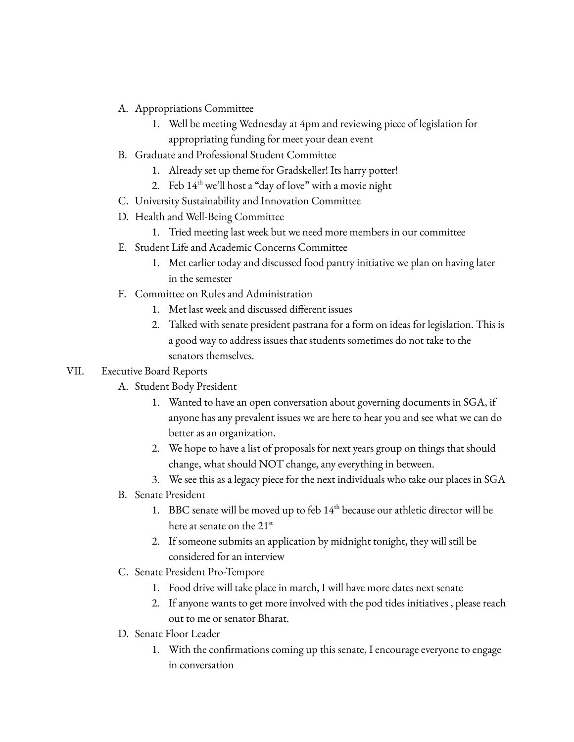A. Appropriations Committee
    1. Well be meeting Wednesday at 4pm and reviewing piece of legislation for appropriating funding for meet your dean event
B. Graduate and Professional Student Committee
    1. Already set up theme for Gradskeller! Its harry potter!
    2. Feb 14th we'll host a "day of love" with a movie night
C. University Sustainability and Innovation Committee
D. Health and Well-Being Committee
    1. Tried meeting last week but we need more members in our committee
E. Student Life and Academic Concerns Committee
    1. Met earlier today and discussed food pantry initiative we plan on having later in the semester
F. Committee on Rules and Administration
    1. Met last week and discussed different issues
    2. Talked with senate president pastrana for a form on ideas for legislation. This is a good way to address issues that students sometimes do not take to the senators themselves.

VII. Executive Board Reports

A. Student Body President
    1. Wanted to have an open conversation about governing documents in SGA, if anyone has any prevalent issues we are here to hear you and see what we can do better as an organization.
    2. We hope to have a list of proposals for next years group on things that should change, what should NOT change, any everything in between.
    3. We see this as a legacy piece for the next individuals who take our places in SGA
B. Senate President
    1. BBC senate will be moved up to feb 14th because our athletic director will be here at senate on the 21st
    2. If someone submits an application by midnight tonight, they will still be considered for an interview
C. Senate President Pro-Tempore
    1. Food drive will take place in march, I will have more dates next senate
    2. If anyone wants to get more involved with the pod tides initiatives , please reach out to me or senator Bharat.
D. Senate Floor Leader
    1. With the confirmations coming up this senate, I encourage everyone to engage in conversation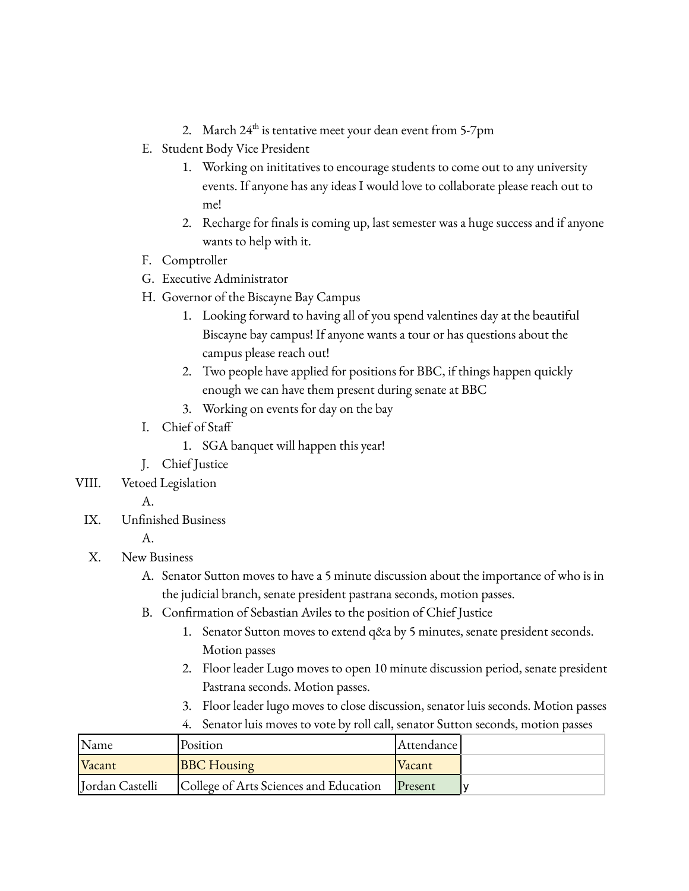2. March 24th is tentative meet your dean event from 5-7pm

E. Student Body Vice President
   1. Working on inititatives to encourage students to come out to any university events. If anyone has any ideas I would love to collaborate please reach out to me!
   2. Recharge for finals is coming up, last semester was a huge success and if anyone wants to help with it.

F. Comptroller

G. Executive Administrator

H. Governor of the Biscayne Bay Campus
   1. Looking forward to having all of you spend valentines day at the beautiful Biscayne bay campus! If anyone wants a tour or has questions about the campus please reach out!
   2. Two people have applied for positions for BBC, if things happen quickly enough we can have them present during senate at BBC
   3. Working on events for day on the bay

I. Chief of Staff
   1. SGA banquet will happen this year!

J. Chief Justice

VIII. Vetoed Legislation

A.

IX. Unfinished Business

A.

X. New Business

A. Senator Sutton moves to have a 5 minute discussion about the importance of who is in the judicial branch, senate president pastrana seconds, motion passes.

B. Confirmation of Sebastian Aviles to the position of Chief Justice
   1. Senator Sutton moves to extend q&a by 5 minutes, senate president seconds. Motion passes
   2. Floor leader Lugo moves to open 10 minute discussion period, senate president Pastrana seconds. Motion passes.
   3. Floor leader lugo moves to close discussion, senator luis seconds. Motion passes
   4. Senator luis moves to vote by roll call, senator Sutton seconds, motion passes

| Name | Position | Attendance | |
|---|---|---|---|
| Vacant | BBC Housing | Vacant | |
| Jordan Castelli | College of Arts Sciences and Education | Present | y |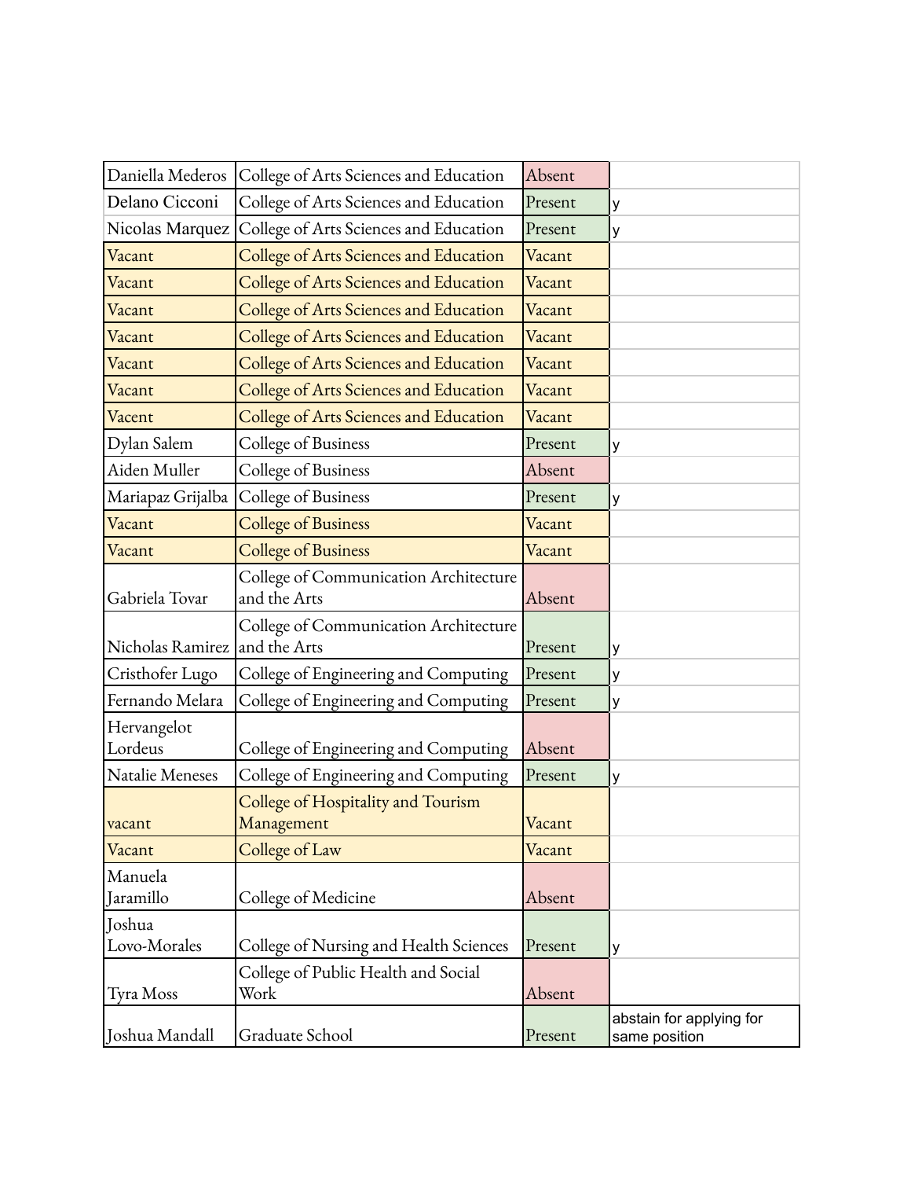| | | | |
|---|---|---|---|
| Daniella Mederos | College of Arts Sciences and Education | Absent | |
| Delano Cicconi | College of Arts Sciences and Education | Present | y |
| Nicolas Marquez | College of Arts Sciences and Education | Present | y |
| Vacant | College of Arts Sciences and Education | Vacant | |
| Vacant | College of Arts Sciences and Education | Vacant | |
| Vacant | College of Arts Sciences and Education | Vacant | |
| Vacant | College of Arts Sciences and Education | Vacant | |
| Vacant | College of Arts Sciences and Education | Vacant | |
| Vacant | College of Arts Sciences and Education | Vacant | |
| Vacent | College of Arts Sciences and Education | Vacant | |
| Dylan Salem | College of Business | Present | y |
| Aiden Muller | College of Business | Absent | |
| Mariapaz Grijalba | College of Business | Present | y |
| Vacant | College of Business | Vacant | |
| Vacant | College of Business | Vacant | |
| Gabriela Tovar | College of Communication Architecture and the Arts | Absent | |
| Nicholas Ramirez | College of Communication Architecture and the Arts | Present | y |
| Cristhofer Lugo | College of Engineering and Computing | Present | y |
| Fernando Melara | College of Engineering and Computing | Present | y |
| Hervangelot Lordeus | College of Engineering and Computing | Absent | |
| Natalie Meneses | College of Engineering and Computing | Present | y |
| vacant | College of Hospitality and Tourism Management | Vacant | |
| Vacant | College of Law | Vacant | |
| Manuela Jaramillo | College of Medicine | Absent | |
| Joshua Lovo-Morales | College of Nursing and Health Sciences | Present | y |
| Tyra Moss | College of Public Health and Social Work | Absent | |
| Joshua Mandall | Graduate School | Present | abstain for applying for same position |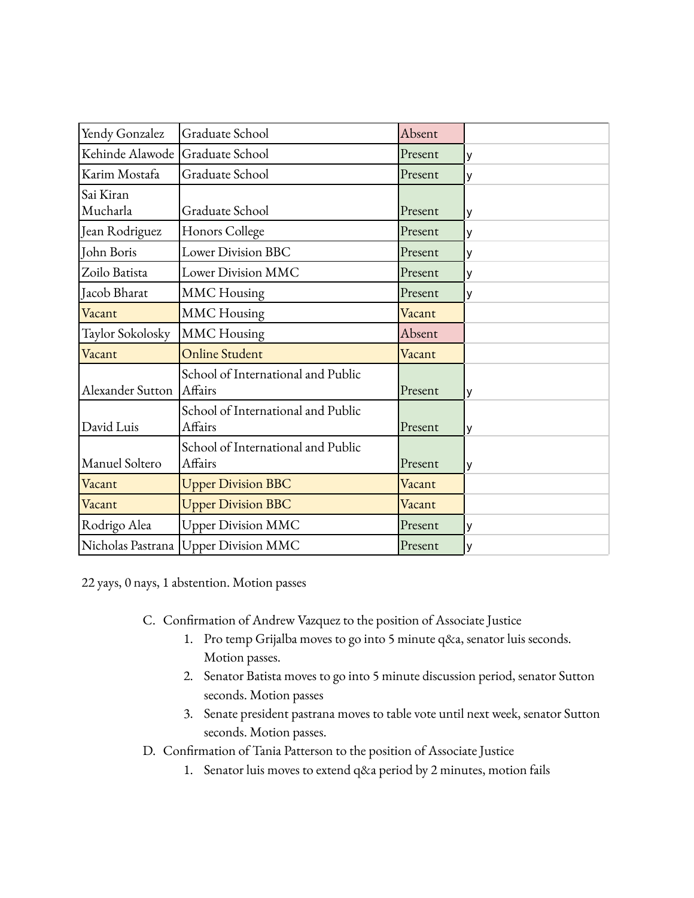| | | | |
|---|---|---|---|
| Yendy Gonzalez | Graduate School | Absent | |
| Kehinde Alawode | Graduate School | Present | y |
| Karim Mostafa | Graduate School | Present | y |
| Sai Kiran Mucharla | Graduate School | Present | y |
| Jean Rodriguez | Honors College | Present | y |
| John Boris | Lower Division BBC | Present | y |
| Zoilo Batista | Lower Division MMC | Present | y |
| Jacob Bharat | MMC Housing | Present | y |
| Vacant | MMC Housing | Vacant | |
| Taylor Sokolosky | MMC Housing | Absent | |
| Vacant | Online Student | Vacant | |
| Alexander Sutton | School of International and Public Affairs | Present | y |
| David Luis | School of International and Public Affairs | Present | y |
| Manuel Soltero | School of International and Public Affairs | Present | y |
| Vacant | Upper Division BBC | Vacant | |
| Vacant | Upper Division BBC | Vacant | |
| Rodrigo Alea | Upper Division MMC | Present | y |
| Nicholas Pastrana | Upper Division MMC | Present | y |

22 yays, 0 nays, 1 abstention. Motion passes

C. Confirmation of Andrew Vazquez to the position of Associate Justice
   1. Pro temp Grijalba moves to go into 5 minute q&a, senator luis seconds. Motion passes.
   2. Senator Batista moves to go into 5 minute discussion period, senator Sutton seconds. Motion passes
   3. Senate president pastrana moves to table vote until next week, senator Sutton seconds. Motion passes.

D. Confirmation of Tania Patterson to the position of Associate Justice
   1. Senator luis moves to extend q&a period by 2 minutes, motion fails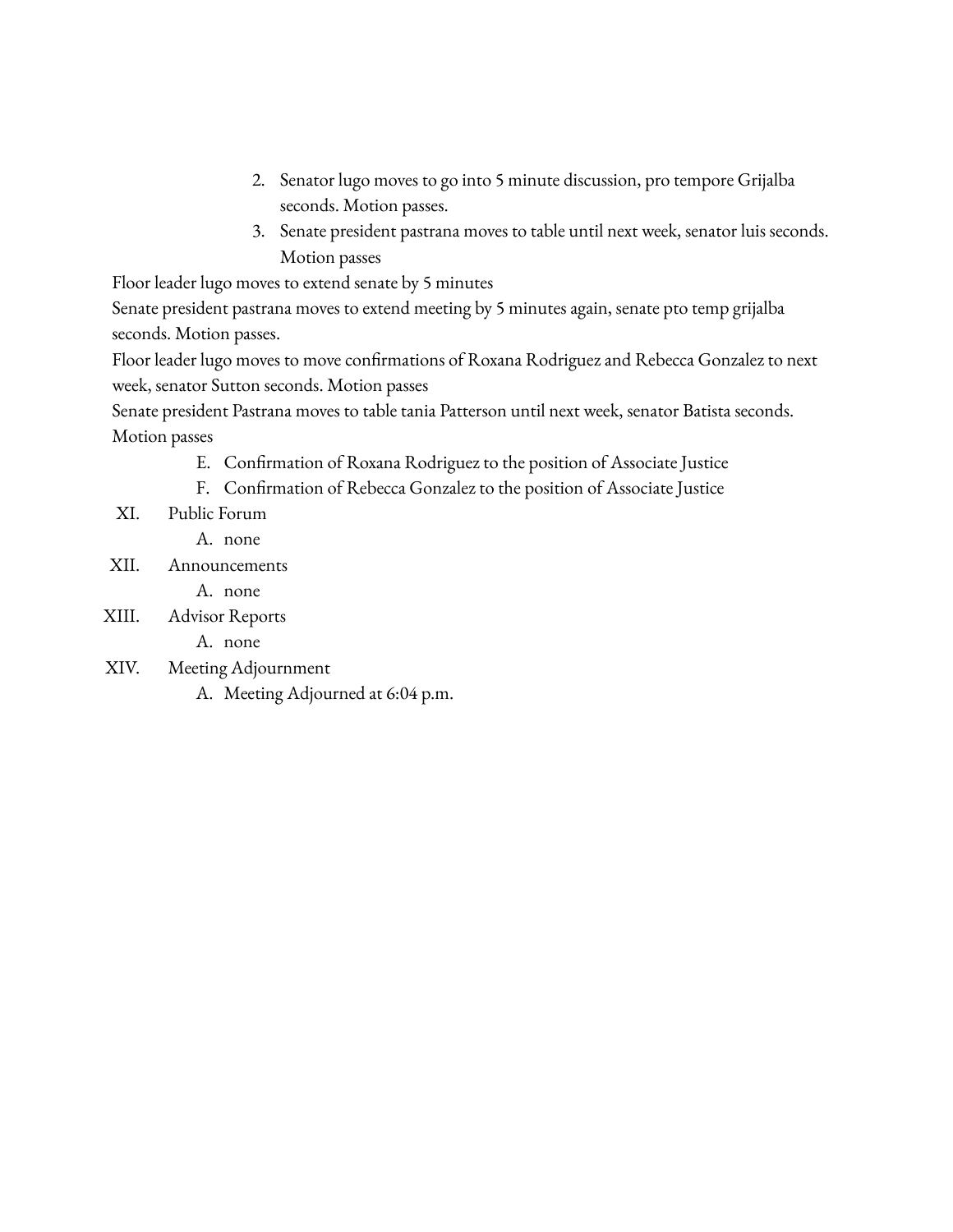2. Senator lugo moves to go into 5 minute discussion, pro tempore Grijalba seconds. Motion passes.
3. Senate president pastrana moves to table until next week, senator luis seconds. Motion passes

Floor leader lugo moves to extend senate by 5 minutes

Senate president pastrana moves to extend meeting by 5 minutes again, senate pto temp grijalba seconds. Motion passes.

Floor leader lugo moves to move confirmations of Roxana Rodriguez and Rebecca Gonzalez to next week, senator Sutton seconds. Motion passes

Senate president Pastrana moves to table tania Patterson until next week, senator Batista seconds. Motion passes

E. Confirmation of Roxana Rodriguez to the position of Associate Justice

F. Confirmation of Rebecca Gonzalez to the position of Associate Justice

XI. Public Forum

A. none

XII. Announcements

A. none

XIII. Advisor Reports

A. none

XIV. Meeting Adjournment

A. Meeting Adjourned at 6:04 p.m.